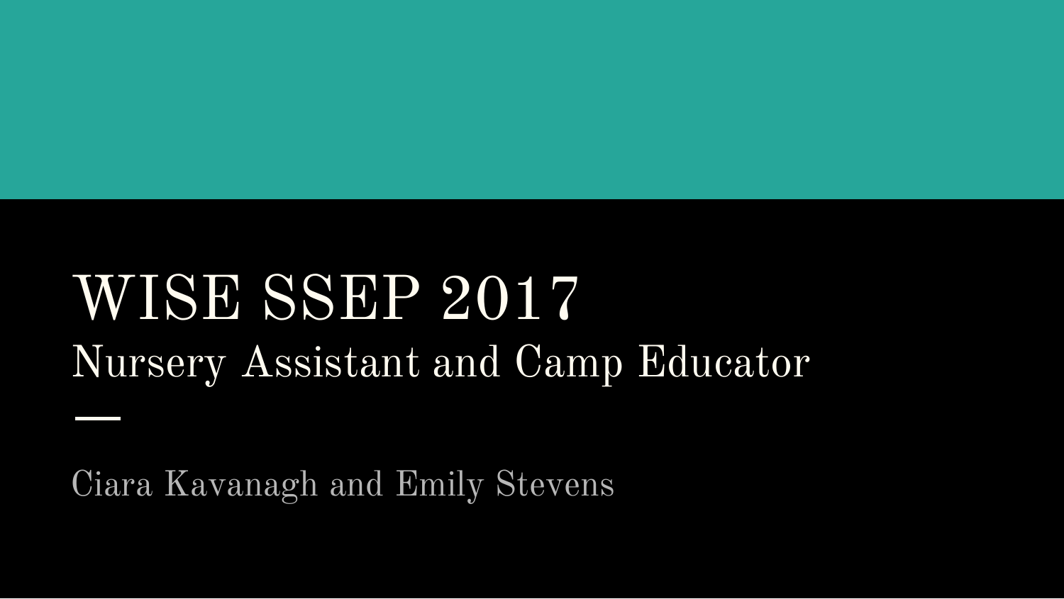# WISE SSEP 2017

## Nursery Assistant and Camp Educator

Ciara Kavanagh and Emily Stevens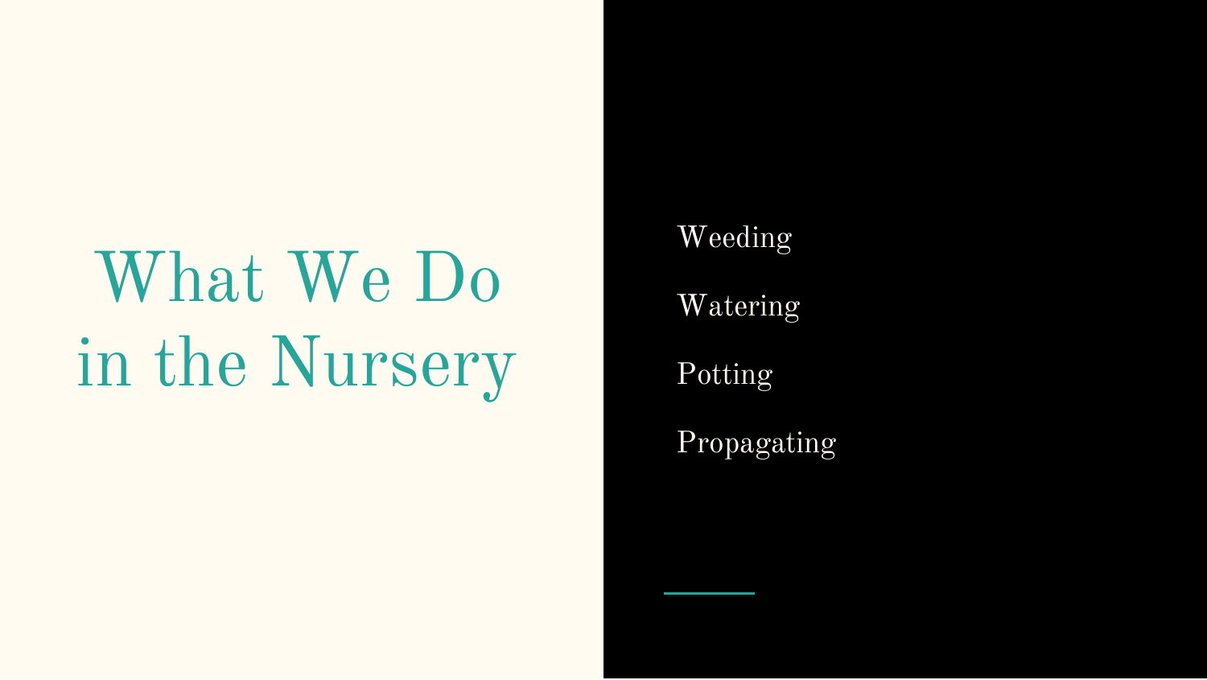# What We Do in the Nursery

- Weeding
- Watering
- Potting
- Propagating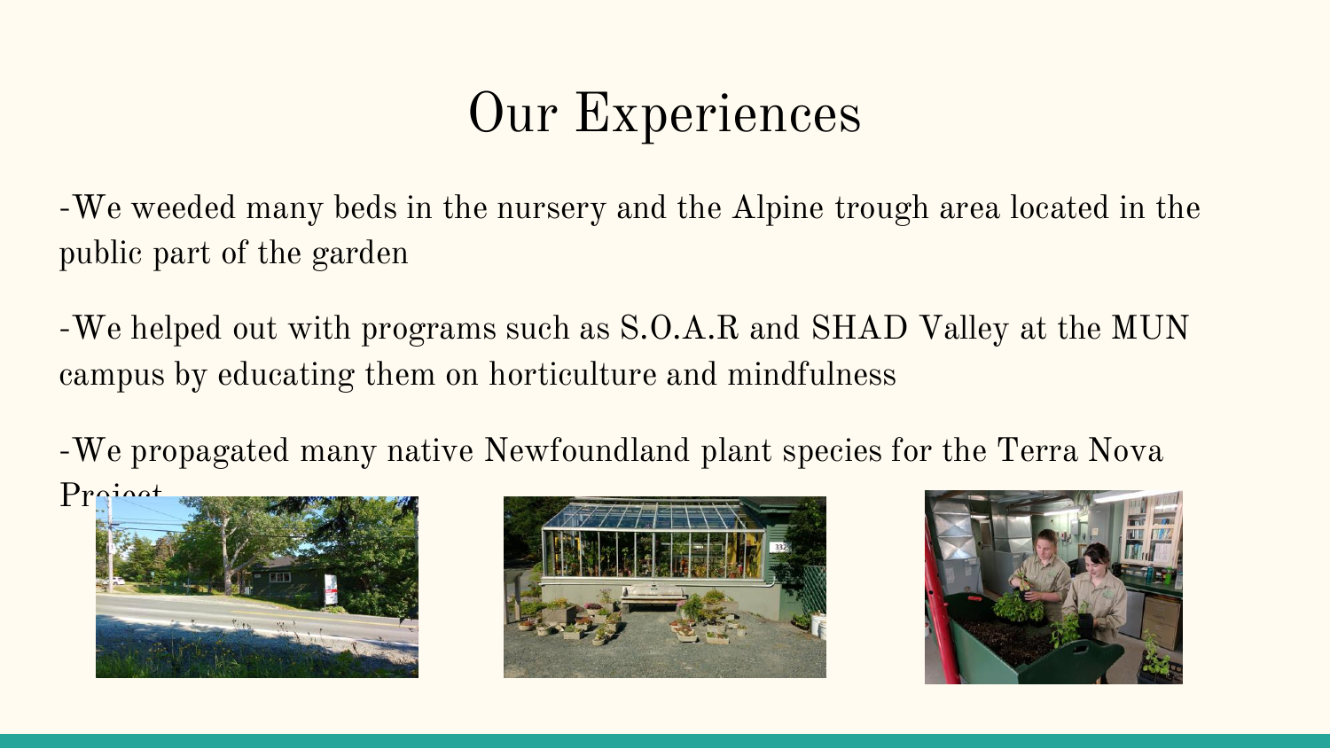# Our Experiences

-We weeded many beds in the nursery and the Alpine trough area located in the public part of the garden

-We helped out with programs such as S.O.A.R and SHAD Valley at the MUN campus by educating them on horticulture and mindfulness

-We propagated many native Newfoundland plant species for the Terra Nova Project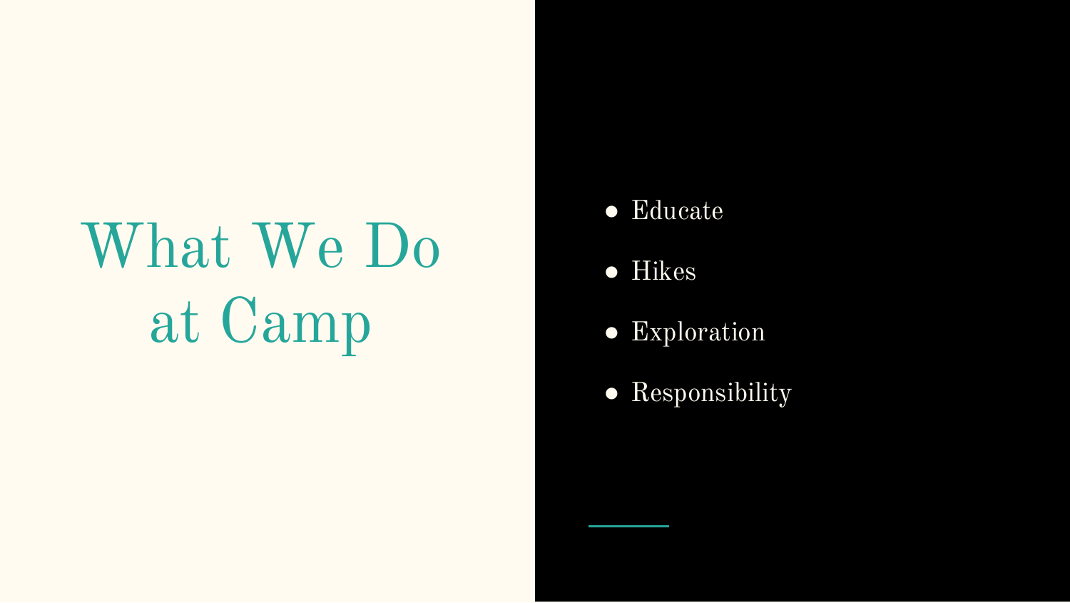# What We Do at Camp

- Educate
- Hikes
- Exploration
- Responsibility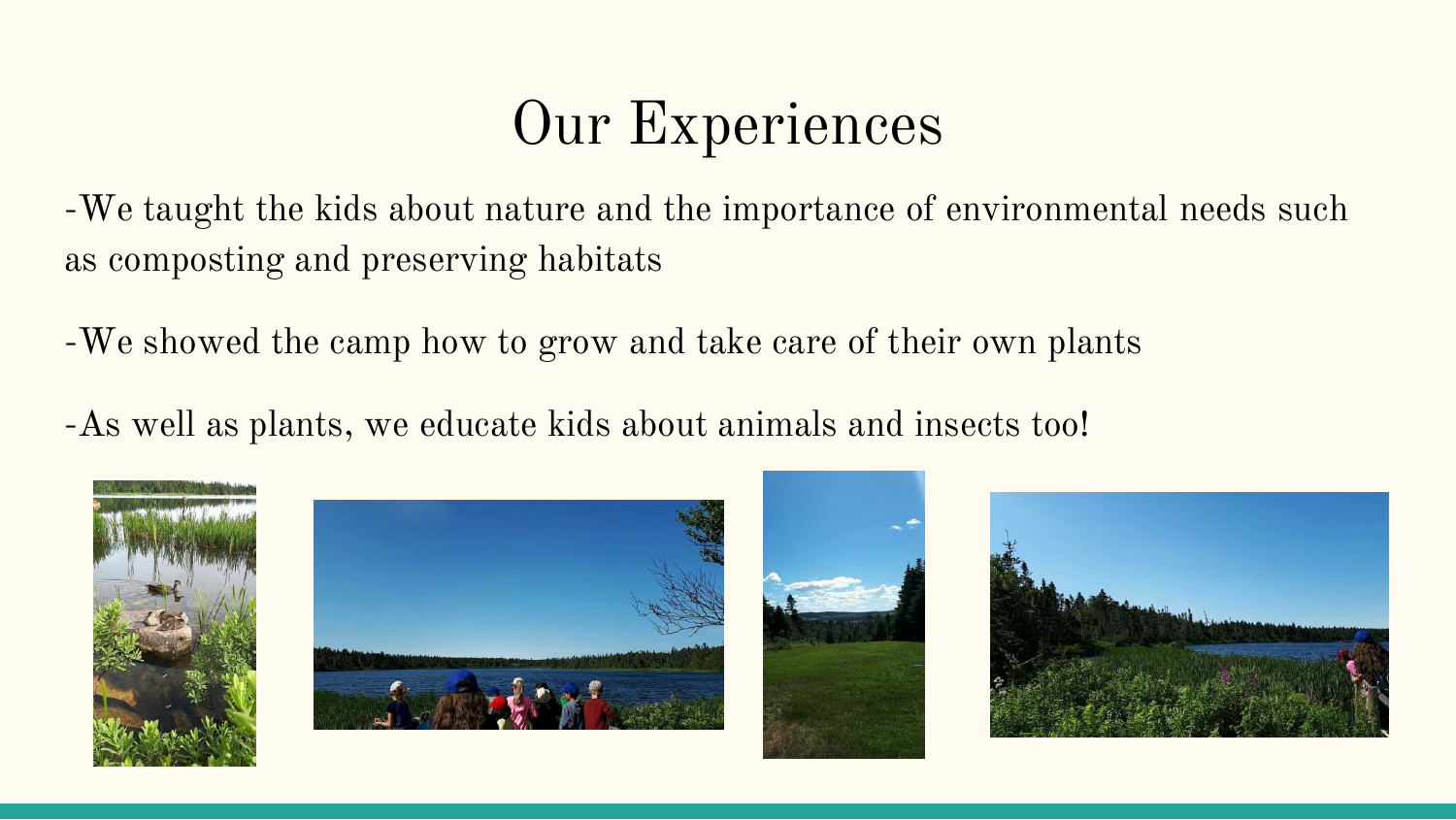# Our Experiences

-We taught the kids about nature and the importance of environmental needs such as composting and preserving habitats

-We showed the camp how to grow and take care of their own plants

-As well as plants, we educate kids about animals and insects too!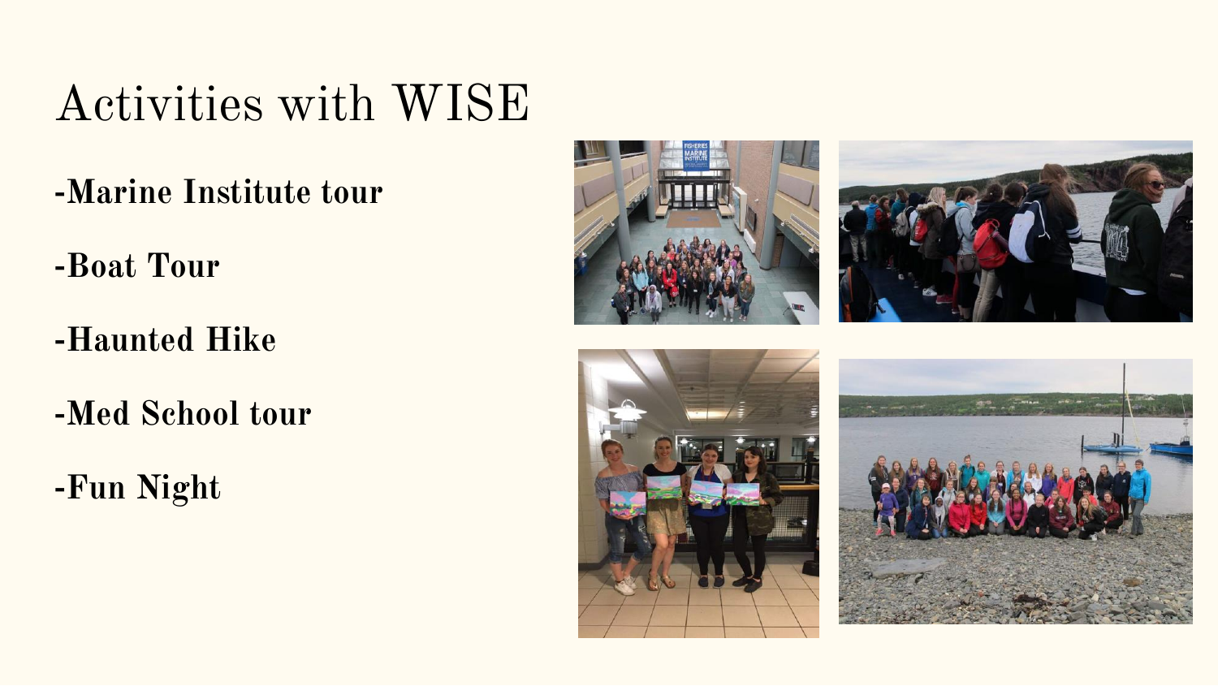# Activities with WISE

**-Marine Institute tour**

**-Boat Tour**

**-Haunted Hike**

**-Med School tour**

**-Fun Night**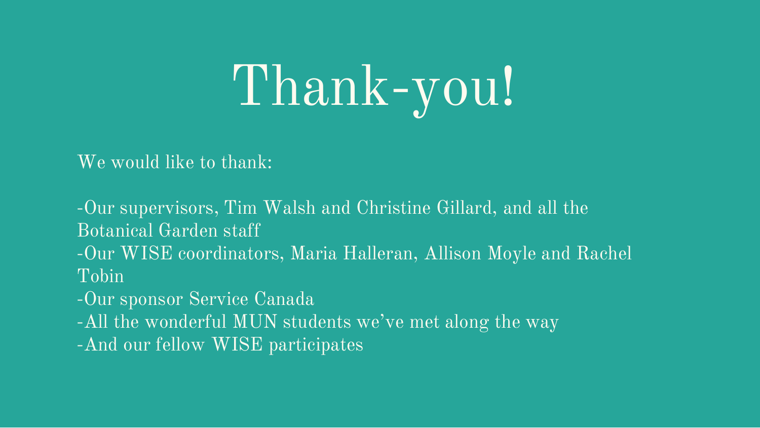# Thank-you!

We would like to thank:

-Our supervisors, Tim Walsh and Christine Gillard, and all the Botanical Garden staff
-Our WISE coordinators, Maria Halleran, Allison Moyle and Rachel Tobin
-Our sponsor Service Canada
-All the wonderful MUN students we've met along the way
-And our fellow WISE participates